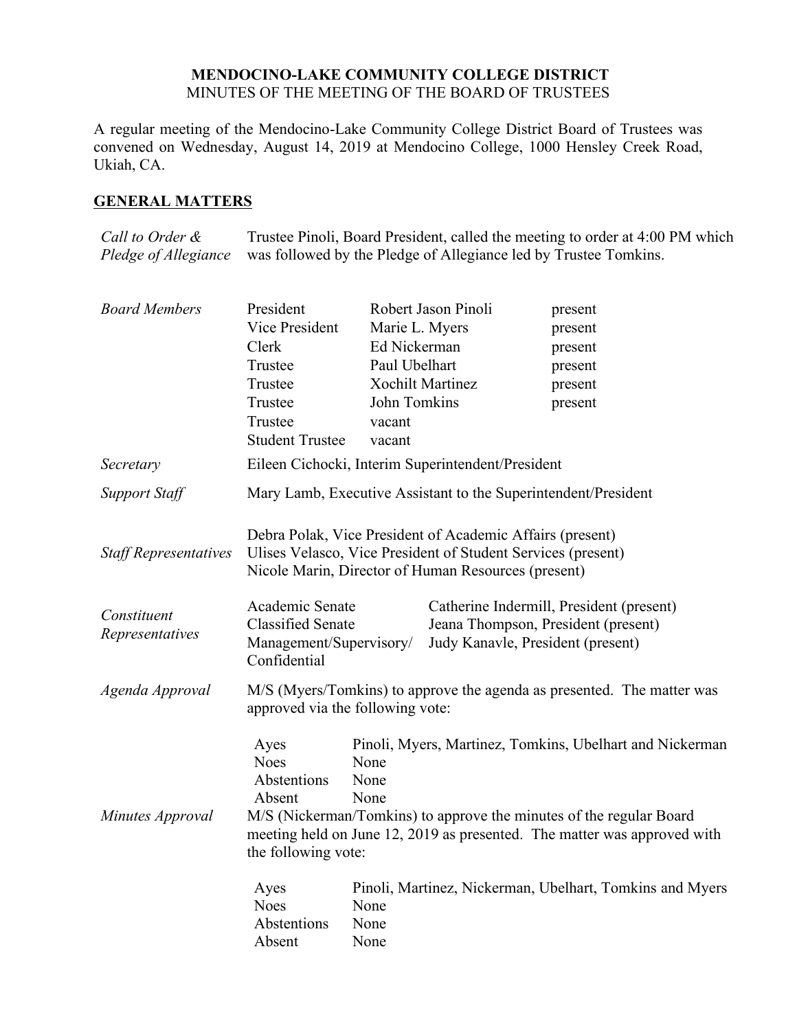**MENDOCINO-LAKE COMMUNITY COLLEGE DISTRICT**
MINUTES OF THE MEETING OF THE BOARD OF TRUSTEES

A regular meeting of the Mendocino-Lake Community College District Board of Trustees was convened on Wednesday, August 14, 2019 at Mendocino College, 1000 Hensley Creek Road, Ukiah, CA.

## GENERAL MATTERS

*Call to Order & Pledge of Allegiance*

Trustee Pinoli, Board President, called the meeting to order at 4:00 PM which was followed by the Pledge of Allegiance led by Trustee Tomkins.

*Board Members*

| | | |
|---|---|---|
| President | Robert Jason Pinoli | present |
| Vice President | Marie L. Myers | present |
| Clerk | Ed Nickerman | present |
| Trustee | Paul Ubelhart | present |
| Trustee | Xochilt Martinez | present |
| Trustee | John Tomkins | present |
| Trustee | vacant | |
| Student Trustee | vacant | |

*Secretary*

Eileen Cichocki, Interim Superintendent/President

*Support Staff*

Mary Lamb, Executive Assistant to the Superintendent/President

*Staff Representatives*

Debra Polak, Vice President of Academic Affairs (present)
Ulises Velasco, Vice President of Student Services (present)
Nicole Marin, Director of Human Resources (present)

*Constituent Representatives*

| | |
|---|---|
| Academic Senate | Catherine Indermill, President (present) |
| Classified Senate | Jeana Thompson, President (present) |
| Management/Supervisory/ Confidential | Judy Kanavle, President (present) |

*Agenda Approval*

M/S (Myers/Tomkins) to approve the agenda as presented. The matter was approved via the following vote:

| | |
|---|---|
| Ayes | Pinoli, Myers, Martinez, Tomkins, Ubelhart and Nickerman |
| Noes | None |
| Abstentions | None |
| Absent | None |

*Minutes Approval*

M/S (Nickerman/Tomkins) to approve the minutes of the regular Board meeting held on June 12, 2019 as presented. The matter was approved with the following vote:

| | |
|---|---|
| Ayes | Pinoli, Martinez, Nickerman, Ubelhart, Tomkins and Myers |
| Noes | None |
| Abstentions | None |
| Absent | None |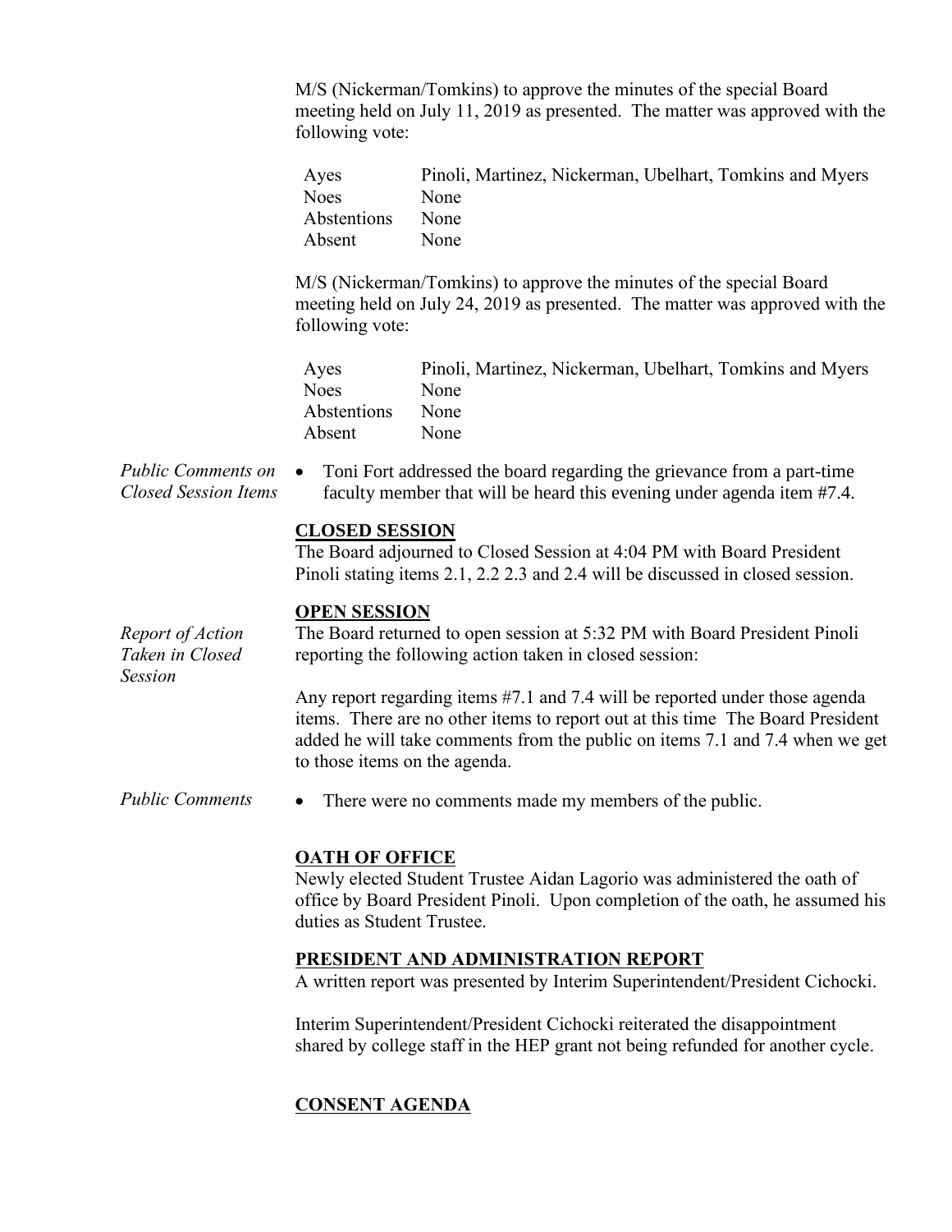M/S (Nickerman/Tomkins) to approve the minutes of the special Board meeting held on July 11, 2019 as presented. The matter was approved with the following vote:

| | |
|---|---|
| Ayes | Pinoli, Martinez, Nickerman, Ubelhart, Tomkins and Myers |
| Noes | None |
| Abstentions | None |
| Absent | None |

M/S (Nickerman/Tomkins) to approve the minutes of the special Board meeting held on July 24, 2019 as presented. The matter was approved with the following vote:

| | |
|---|---|
| Ayes | Pinoli, Martinez, Nickerman, Ubelhart, Tomkins and Myers |
| Noes | None |
| Abstentions | None |
| Absent | None |

*Public Comments on Closed Session Items*

- Toni Fort addressed the board regarding the grievance from a part-time faculty member that will be heard this evening under agenda item #7.4.

**CLOSED SESSION**

The Board adjourned to Closed Session at 4:04 PM with Board President Pinoli stating items 2.1, 2.2 2.3 and 2.4 will be discussed in closed session.

**OPEN SESSION**

*Report of Action Taken in Closed Session*

The Board returned to open session at 5:32 PM with Board President Pinoli reporting the following action taken in closed session:

Any report regarding items #7.1 and 7.4 will be reported under those agenda items. There are no other items to report out at this time The Board President added he will take comments from the public on items 7.1 and 7.4 when we get to those items on the agenda.

*Public Comments*

- There were no comments made my members of the public.

**OATH OF OFFICE**

Newly elected Student Trustee Aidan Lagorio was administered the oath of office by Board President Pinoli. Upon completion of the oath, he assumed his duties as Student Trustee.

**PRESIDENT AND ADMINISTRATION REPORT**

A written report was presented by Interim Superintendent/President Cichocki.

Interim Superintendent/President Cichocki reiterated the disappointment shared by college staff in the HEP grant not being refunded for another cycle.

**CONSENT AGENDA**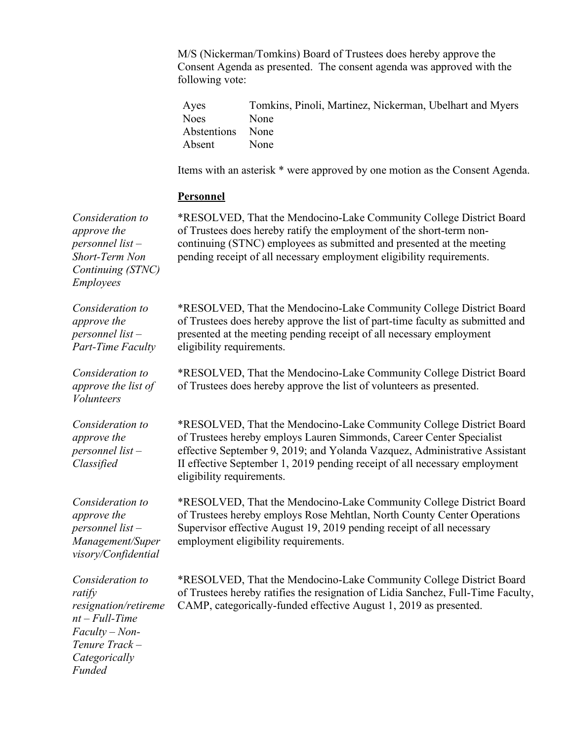M/S (Nickerman/Tomkins) Board of Trustees does hereby approve the Consent Agenda as presented. The consent agenda was approved with the following vote:

| | |
|---|---|
| Ayes | Tomkins, Pinoli, Martinez, Nickerman, Ubelhart and Myers |
| Noes | None |
| Abstentions | None |
| Absent | None |

Items with an asterisk * were approved by one motion as the Consent Agenda.

**Personnel**

*Consideration to approve the personnel list – Short-Term Non Continuing (STNC) Employees*

*RESOLVED, That the Mendocino-Lake Community College District Board of Trustees does hereby ratify the employment of the short-term non-continuing (STNC) employees as submitted and presented at the meeting pending receipt of all necessary employment eligibility requirements.

*Consideration to approve the personnel list – Part-Time Faculty*

*RESOLVED, That the Mendocino-Lake Community College District Board of Trustees does hereby approve the list of part-time faculty as submitted and presented at the meeting pending receipt of all necessary employment eligibility requirements.

*Consideration to approve the list of Volunteers*

*RESOLVED, That the Mendocino-Lake Community College District Board of Trustees does hereby approve the list of volunteers as presented.

*Consideration to approve the personnel list – Classified*

*RESOLVED, That the Mendocino-Lake Community College District Board of Trustees hereby employs Lauren Simmonds, Career Center Specialist effective September 9, 2019; and Yolanda Vazquez, Administrative Assistant II effective September 1, 2019 pending receipt of all necessary employment eligibility requirements.

*Consideration to approve the personnel list – Management/Supervisory/Confidential*

*RESOLVED, That the Mendocino-Lake Community College District Board of Trustees hereby employs Rose Mehtlan, North County Center Operations Supervisor effective August 19, 2019 pending receipt of all necessary employment eligibility requirements.

*Consideration to ratify resignation/retirement – Full-Time Faculty – Non-Tenure Track – Categorically Funded*

*RESOLVED, That the Mendocino-Lake Community College District Board of Trustees hereby ratifies the resignation of Lidia Sanchez, Full-Time Faculty, CAMP, categorically-funded effective August 1, 2019 as presented.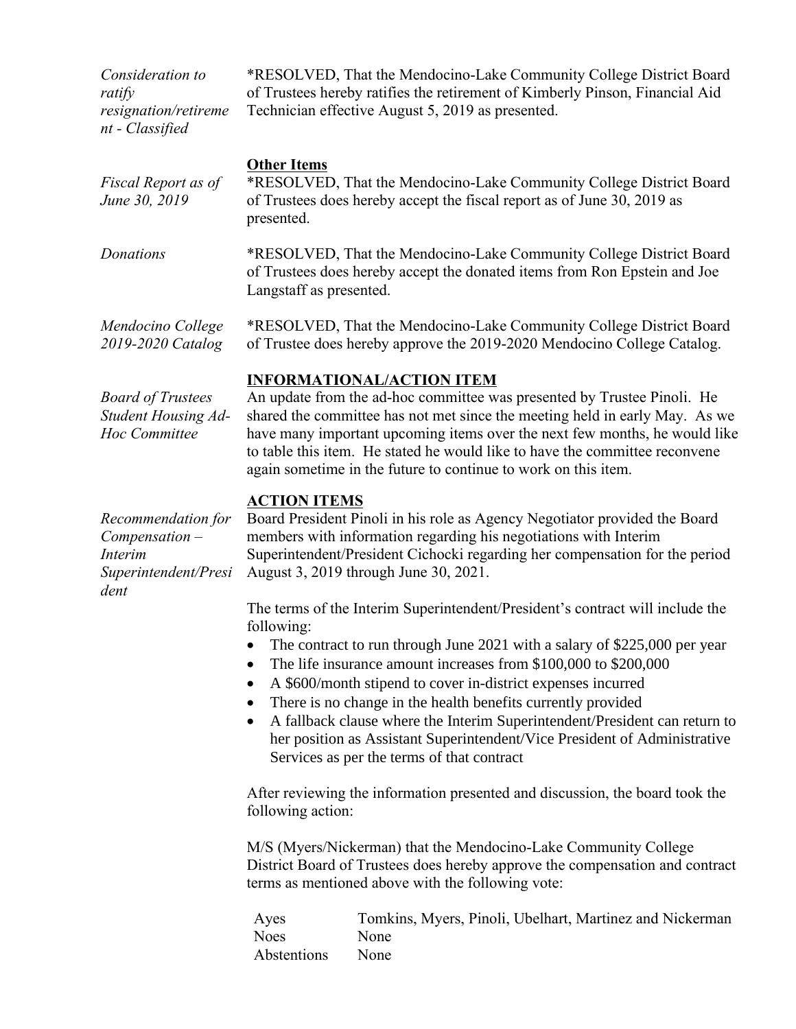*Consideration to ratify resignation/retirement - Classified*

*RESOLVED, That the Mendocino-Lake Community College District Board of Trustees hereby ratifies the retirement of Kimberly Pinson, Financial Aid Technician effective August 5, 2019 as presented.

**Other Items**

*Fiscal Report as of June 30, 2019*

*RESOLVED, That the Mendocino-Lake Community College District Board of Trustees does hereby accept the fiscal report as of June 30, 2019 as presented.

*Donations*

*RESOLVED, That the Mendocino-Lake Community College District Board of Trustees does hereby accept the donated items from Ron Epstein and Joe Langstaff as presented.

*Mendocino College 2019-2020 Catalog*

*RESOLVED, That the Mendocino-Lake Community College District Board of Trustee does hereby approve the 2019-2020 Mendocino College Catalog.

**INFORMATIONAL/ACTION ITEM**

*Board of Trustees Student Housing Ad-Hoc Committee*

An update from the ad-hoc committee was presented by Trustee Pinoli. He shared the committee has not met since the meeting held in early May. As we have many important upcoming items over the next few months, he would like to table this item. He stated he would like to have the committee reconvene again sometime in the future to continue to work on this item.

**ACTION ITEMS**

*Recommendation for Compensation – Interim Superintendent/President*

Board President Pinoli in his role as Agency Negotiator provided the Board members with information regarding his negotiations with Interim Superintendent/President Cichocki regarding her compensation for the period August 3, 2019 through June 30, 2021.

The terms of the Interim Superintendent/President's contract will include the following:

- The contract to run through June 2021 with a salary of $225,000 per year
- The life insurance amount increases from $100,000 to $200,000
- A $600/month stipend to cover in-district expenses incurred
- There is no change in the health benefits currently provided
- A fallback clause where the Interim Superintendent/President can return to her position as Assistant Superintendent/Vice President of Administrative Services as per the terms of that contract

After reviewing the information presented and discussion, the board took the following action:

M/S (Myers/Nickerman) that the Mendocino-Lake Community College District Board of Trustees does hereby approve the compensation and contract terms as mentioned above with the following vote:

| | |
|---|---|
| Ayes | Tomkins, Myers, Pinoli, Ubelhart, Martinez and Nickerman |
| Noes | None |
| Abstentions | None |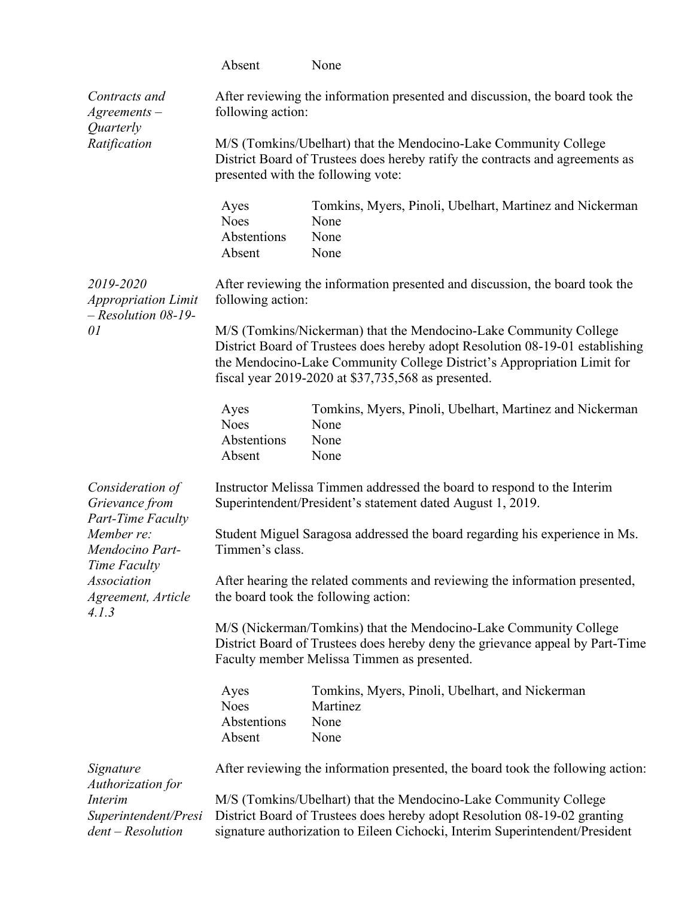| | |
|---|---|
| Absent | None |

*Contracts and Agreements – Quarterly Ratification*

After reviewing the information presented and discussion, the board took the following action:

M/S (Tomkins/Ubelhart) that the Mendocino-Lake Community College District Board of Trustees does hereby ratify the contracts and agreements as presented with the following vote:

| | |
|---|---|
| Ayes | Tomkins, Myers, Pinoli, Ubelhart, Martinez and Nickerman |
| Noes | None |
| Abstentions | None |
| Absent | None |

*2019-2020 Appropriation Limit – Resolution 08-19-01*

After reviewing the information presented and discussion, the board took the following action:

M/S (Tomkins/Nickerman) that the Mendocino-Lake Community College District Board of Trustees does hereby adopt Resolution 08-19-01 establishing the Mendocino-Lake Community College District's Appropriation Limit for fiscal year 2019-2020 at $37,735,568 as presented.

| | |
|---|---|
| Ayes | Tomkins, Myers, Pinoli, Ubelhart, Martinez and Nickerman |
| Noes | None |
| Abstentions | None |
| Absent | None |

*Consideration of Grievance from Part-Time Faculty Member re: Mendocino Part-Time Faculty Association Agreement, Article 4.1.3*

Instructor Melissa Timmen addressed the board to respond to the Interim Superintendent/President's statement dated August 1, 2019.

Student Miguel Saragosa addressed the board regarding his experience in Ms. Timmen's class.

After hearing the related comments and reviewing the information presented, the board took the following action:

M/S (Nickerman/Tomkins) that the Mendocino-Lake Community College District Board of Trustees does hereby deny the grievance appeal by Part-Time Faculty member Melissa Timmen as presented.

| | |
|---|---|
| Ayes | Tomkins, Myers, Pinoli, Ubelhart, and Nickerman |
| Noes | Martinez |
| Abstentions | None |
| Absent | None |

*Signature Authorization for Interim Superintendent/President – Resolution*

After reviewing the information presented, the board took the following action:

M/S (Tomkins/Ubelhart) that the Mendocino-Lake Community College District Board of Trustees does hereby adopt Resolution 08-19-02 granting signature authorization to Eileen Cichocki, Interim Superintendent/President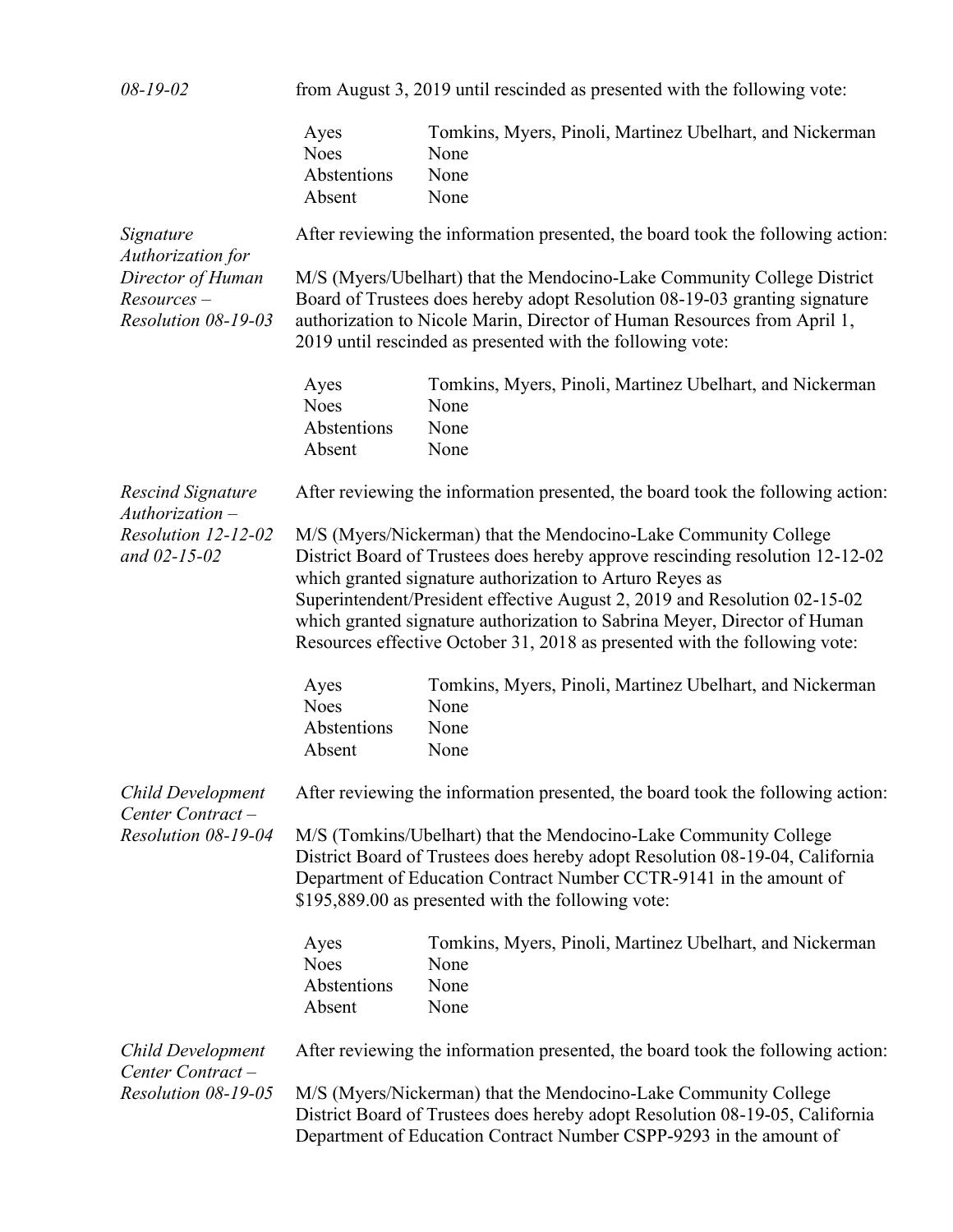*08-19-02* from August 3, 2019 until rescinded as presented with the following vote:

| | |
|---|---|
| Ayes | Tomkins, Myers, Pinoli, Martinez Ubelhart, and Nickerman |
| Noes | None |
| Abstentions | None |
| Absent | None |

*Signature Authorization for Director of Human Resources – Resolution 08-19-03*

After reviewing the information presented, the board took the following action:

M/S (Myers/Ubelhart) that the Mendocino-Lake Community College District Board of Trustees does hereby adopt Resolution 08-19-03 granting signature authorization to Nicole Marin, Director of Human Resources from April 1, 2019 until rescinded as presented with the following vote:

| | |
|---|---|
| Ayes | Tomkins, Myers, Pinoli, Martinez Ubelhart, and Nickerman |
| Noes | None |
| Abstentions | None |
| Absent | None |

*Rescind Signature Authorization – Resolution 12-12-02 and 02-15-02*

After reviewing the information presented, the board took the following action:

M/S (Myers/Nickerman) that the Mendocino-Lake Community College District Board of Trustees does hereby approve rescinding resolution 12-12-02 which granted signature authorization to Arturo Reyes as Superintendent/President effective August 2, 2019 and Resolution 02-15-02 which granted signature authorization to Sabrina Meyer, Director of Human Resources effective October 31, 2018 as presented with the following vote:

| | |
|---|---|
| Ayes | Tomkins, Myers, Pinoli, Martinez Ubelhart, and Nickerman |
| Noes | None |
| Abstentions | None |
| Absent | None |

*Child Development Center Contract – Resolution 08-19-04*

After reviewing the information presented, the board took the following action:

M/S (Tomkins/Ubelhart) that the Mendocino-Lake Community College District Board of Trustees does hereby adopt Resolution 08-19-04, California Department of Education Contract Number CCTR-9141 in the amount of $195,889.00 as presented with the following vote:

| | |
|---|---|
| Ayes | Tomkins, Myers, Pinoli, Martinez Ubelhart, and Nickerman |
| Noes | None |
| Abstentions | None |
| Absent | None |

*Child Development Center Contract – Resolution 08-19-05*

After reviewing the information presented, the board took the following action:

M/S (Myers/Nickerman) that the Mendocino-Lake Community College District Board of Trustees does hereby adopt Resolution 08-19-05, California Department of Education Contract Number CSPP-9293 in the amount of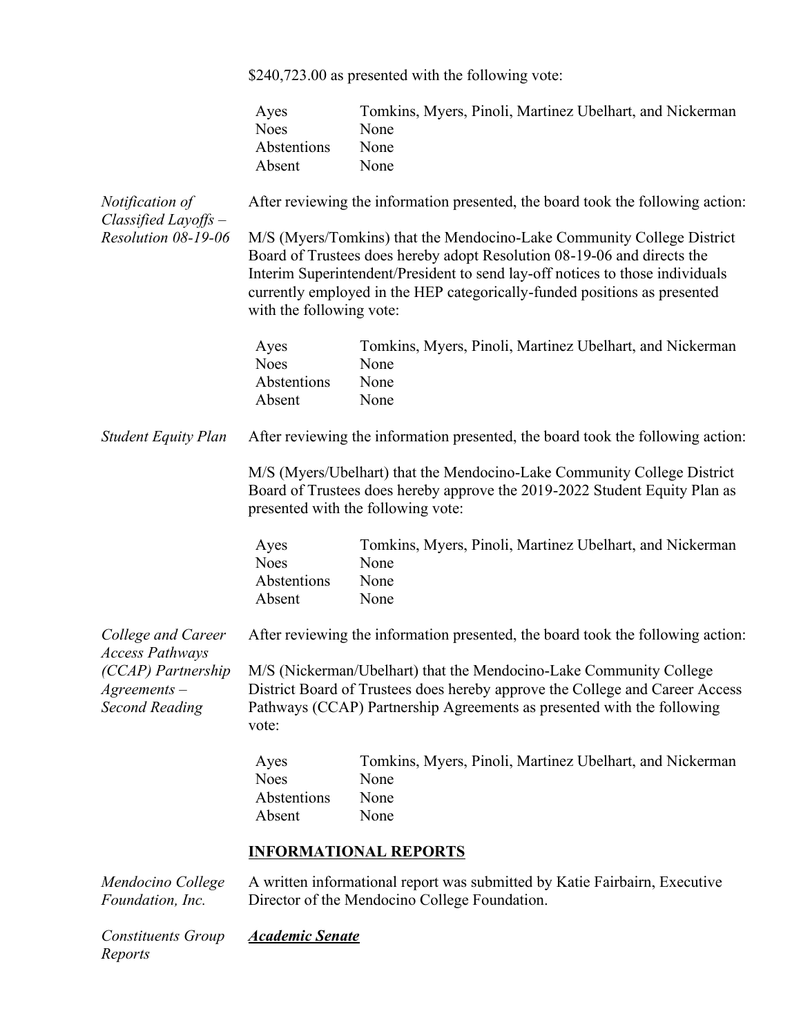$240,723.00 as presented with the following vote:

| | |
|---|---|
| Ayes | Tomkins, Myers, Pinoli, Martinez Ubelhart, and Nickerman |
| Noes | None |
| Abstentions | None |
| Absent | None |

*Notification of Classified Layoffs – Resolution 08-19-06*

After reviewing the information presented, the board took the following action:

M/S (Myers/Tomkins) that the Mendocino-Lake Community College District Board of Trustees does hereby adopt Resolution 08-19-06 and directs the Interim Superintendent/President to send lay-off notices to those individuals currently employed in the HEP categorically-funded positions as presented with the following vote:

| | |
|---|---|
| Ayes | Tomkins, Myers, Pinoli, Martinez Ubelhart, and Nickerman |
| Noes | None |
| Abstentions | None |
| Absent | None |

*Student Equity Plan*

After reviewing the information presented, the board took the following action:

M/S (Myers/Ubelhart) that the Mendocino-Lake Community College District Board of Trustees does hereby approve the 2019-2022 Student Equity Plan as presented with the following vote:

| | |
|---|---|
| Ayes | Tomkins, Myers, Pinoli, Martinez Ubelhart, and Nickerman |
| Noes | None |
| Abstentions | None |
| Absent | None |

*College and Career Access Pathways (CCAP) Partnership Agreements – Second Reading*

After reviewing the information presented, the board took the following action:

M/S (Nickerman/Ubelhart) that the Mendocino-Lake Community College District Board of Trustees does hereby approve the College and Career Access Pathways (CCAP) Partnership Agreements as presented with the following vote:

| | |
|---|---|
| Ayes | Tomkins, Myers, Pinoli, Martinez Ubelhart, and Nickerman |
| Noes | None |
| Abstentions | None |
| Absent | None |

## INFORMATIONAL REPORTS

*Mendocino College Foundation, Inc.*

A written informational report was submitted by Katie Fairbairn, Executive Director of the Mendocino College Foundation.

*Constituents Group Reports*

***Academic Senate***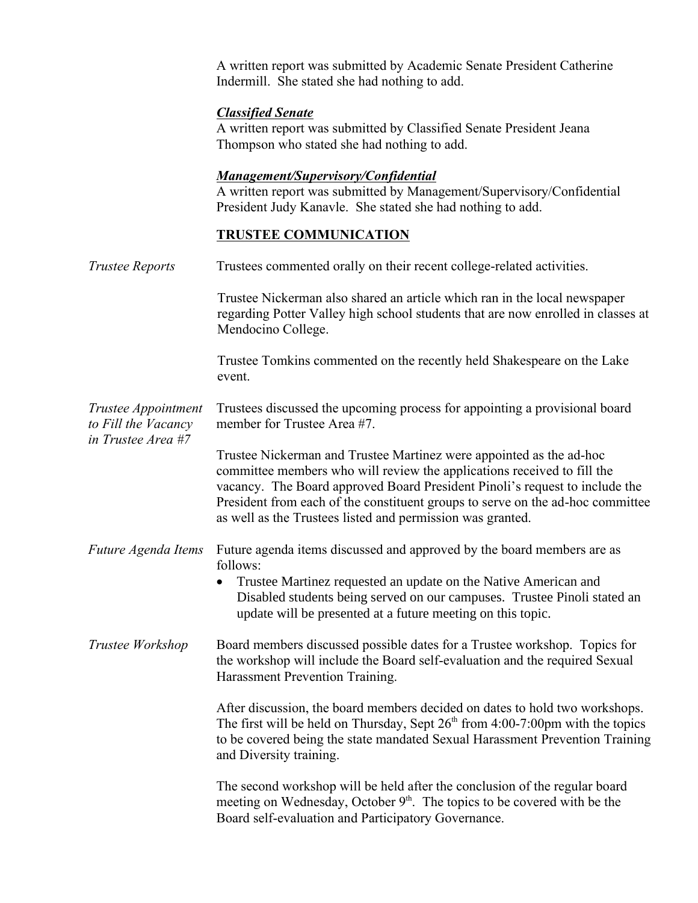A written report was submitted by Academic Senate President Catherine Indermill. She stated she had nothing to add.

***Classified Senate***

A written report was submitted by Classified Senate President Jeana Thompson who stated she had nothing to add.

***Management/Supervisory/Confidential***

A written report was submitted by Management/Supervisory/Confidential President Judy Kanavle. She stated she had nothing to add.

**TRUSTEE COMMUNICATION**

*Trustee Reports*

Trustees commented orally on their recent college-related activities.

Trustee Nickerman also shared an article which ran in the local newspaper regarding Potter Valley high school students that are now enrolled in classes at Mendocino College.

Trustee Tomkins commented on the recently held Shakespeare on the Lake event.

*Trustee Appointment to Fill the Vacancy in Trustee Area #7*

Trustees discussed the upcoming process for appointing a provisional board member for Trustee Area #7.

Trustee Nickerman and Trustee Martinez were appointed as the ad-hoc committee members who will review the applications received to fill the vacancy. The Board approved Board President Pinoli's request to include the President from each of the constituent groups to serve on the ad-hoc committee as well as the Trustees listed and permission was granted.

*Future Agenda Items*

Future agenda items discussed and approved by the board members are as follows:

- Trustee Martinez requested an update on the Native American and Disabled students being served on our campuses. Trustee Pinoli stated an update will be presented at a future meeting on this topic.

*Trustee Workshop*

Board members discussed possible dates for a Trustee workshop. Topics for the workshop will include the Board self-evaluation and the required Sexual Harassment Prevention Training.

After discussion, the board members decided on dates to hold two workshops. The first will be held on Thursday, Sept 26th from 4:00-7:00pm with the topics to be covered being the state mandated Sexual Harassment Prevention Training and Diversity training.

The second workshop will be held after the conclusion of the regular board meeting on Wednesday, October 9th. The topics to be covered with be the Board self-evaluation and Participatory Governance.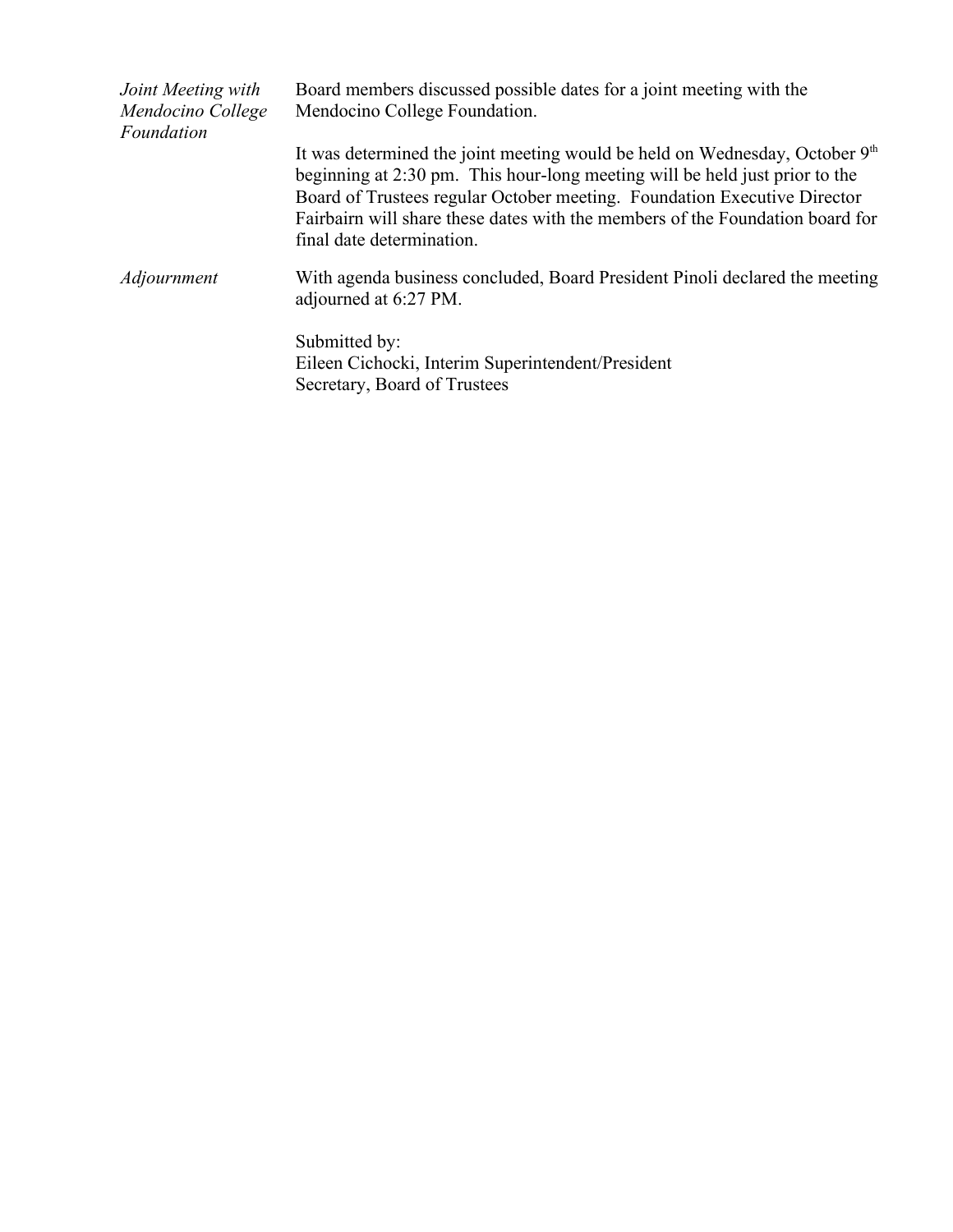*Joint Meeting with Mendocino College Foundation*

Board members discussed possible dates for a joint meeting with the Mendocino College Foundation.

It was determined the joint meeting would be held on Wednesday, October 9th beginning at 2:30 pm. This hour-long meeting will be held just prior to the Board of Trustees regular October meeting. Foundation Executive Director Fairbairn will share these dates with the members of the Foundation board for final date determination.

*Adjournment*

With agenda business concluded, Board President Pinoli declared the meeting adjourned at 6:27 PM.

Submitted by:
Eileen Cichocki, Interim Superintendent/President
Secretary, Board of Trustees